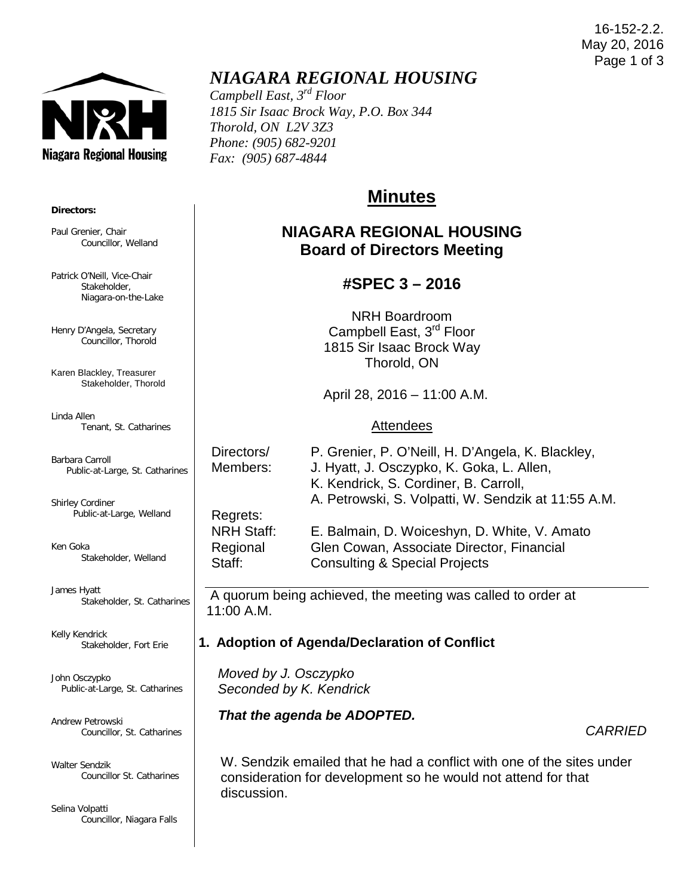# NIAGARA REGIONAL HOUSING

*Campbell East, 3rd Floor*
*1815 Sir Isaac Brock Way, P.O. Box 344*
*Thorold, ON L2V 3Z3*
*Phone: (905) 682-9201*
*Fax: (905) 687-4844*

**Directors:**

Paul Grenier, Chair
Councillor, Welland

Patrick O'Neill, Vice-Chair
Stakeholder, Niagara-on-the-Lake

Henry D'Angela, Secretary
Councillor, Thorold

Karen Blackley, Treasurer
Stakeholder, Thorold

Linda Allen
Tenant, St. Catharines

Barbara Carroll
Public-at-Large, St. Catharines

Shirley Cordiner
Public-at-Large, Welland

Ken Goka
Stakeholder, Welland

James Hyatt
Stakeholder, St. Catharines

Kelly Kendrick
Stakeholder, Fort Erie

John Osczypko
Public-at-Large, St. Catharines

Andrew Petrowski
Councillor, St. Catharines

Walter Sendzik
Councillor St. Catharines

Selina Volpatti
Councillor, Niagara Falls

## Minutes

### NIAGARA REGIONAL HOUSING Board of Directors Meeting

### #SPEC 3 – 2016

NRH Boardroom
Campbell East, 3rd Floor
1815 Sir Isaac Brock Way
Thorold, ON

April 28, 2016 – 11:00 A.M.

Attendees

| | |
|---|---|
| Directors/ Members: | P. Grenier, P. O'Neill, H. D'Angela, K. Blackley, J. Hyatt, J. Osczypko, K. Goka, L. Allen, K. Kendrick, S. Cordiner, B. Carroll, A. Petrowski, S. Volpatti, W. Sendzik at 11:55 A.M. |
| Regrets: | |
| NRH Staff: | E. Balmain, D. Woiceshyn, D. White, V. Amato |
| Regional Staff: | Glen Cowan, Associate Director, Financial Consulting & Special Projects |

A quorum being achieved, the meeting was called to order at 11:00 A.M.

**1. Adoption of Agenda/Declaration of Conflict**

*Moved by J. Osczypko*
*Seconded by K. Kendrick*

***That the agenda be ADOPTED.***

*CARRIED*

W. Sendzik emailed that he had a conflict with one of the sites under consideration for development so he would not attend for that discussion.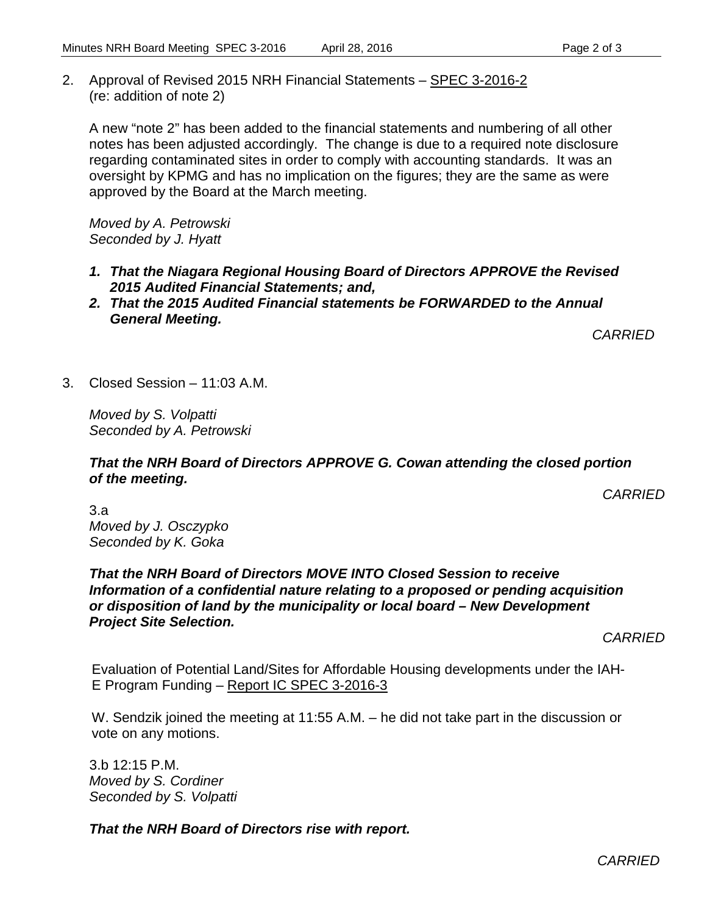2. Approval of Revised 2015 NRH Financial Statements – SPEC 3-2016-2 (re: addition of note 2)

   A new "note 2" has been added to the financial statements and numbering of all other notes has been adjusted accordingly. The change is due to a required note disclosure regarding contaminated sites in order to comply with accounting standards. It was an oversight by KPMG and has no implication on the figures; they are the same as were approved by the Board at the March meeting.

   *Moved by A. Petrowski*
   *Seconded by J. Hyatt*

   1. ***That the Niagara Regional Housing Board of Directors APPROVE the Revised 2015 Audited Financial Statements; and,***
   2. ***That the 2015 Audited Financial statements be FORWARDED to the Annual General Meeting.***

   *CARRIED*

3. Closed Session – 11:03 A.M.

   *Moved by S. Volpatti*
   *Seconded by A. Petrowski*

   ***That the NRH Board of Directors APPROVE G. Cowan attending the closed portion of the meeting.***

   *CARRIED*

   3.a
   *Moved by J. Osczypko*
   *Seconded by K. Goka*

   ***That the NRH Board of Directors MOVE INTO Closed Session to receive Information of a confidential nature relating to a proposed or pending acquisition or disposition of land by the municipality or local board – New Development Project Site Selection.***

   *CARRIED*

   Evaluation of Potential Land/Sites for Affordable Housing developments under the IAH-E Program Funding – Report IC SPEC 3-2016-3

   W. Sendzik joined the meeting at 11:55 A.M. – he did not take part in the discussion or vote on any motions.

   3.b 12:15 P.M.
   *Moved by S. Cordiner*
   *Seconded by S. Volpatti*

   ***That the NRH Board of Directors rise with report.***

   *CARRIED*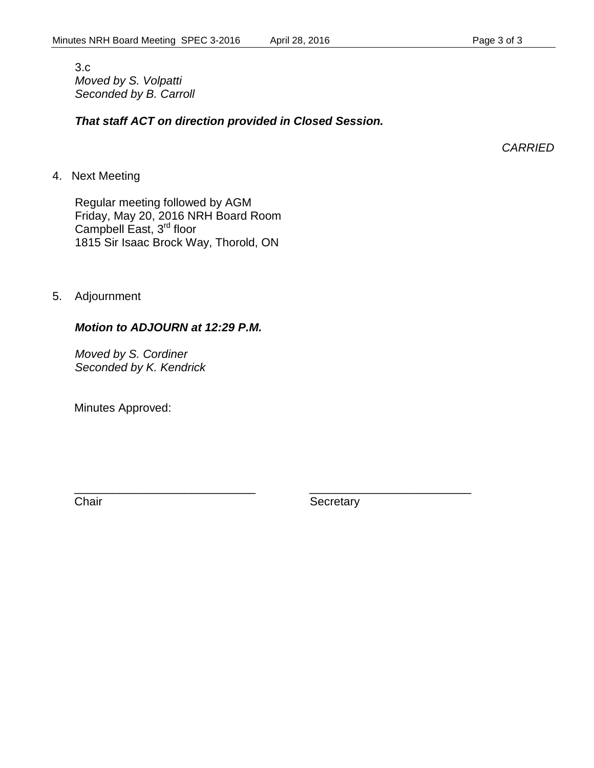3.c
*Moved by S. Volpatti*
*Seconded by B. Carroll*

***That staff ACT on direction provided in Closed Session.***

*CARRIED*

4. Next Meeting

Regular meeting followed by AGM
Friday, May 20, 2016 NRH Board Room
Campbell East, 3rd floor
1815 Sir Isaac Brock Way, Thorold, ON

5. Adjournment

***Motion to ADJOURN at 12:29 P.M.***

*Moved by S. Cordiner*
*Seconded by K. Kendrick*

Minutes Approved:

\_\_\_\_\_\_\_\_\_\_\_\_\_\_\_\_\_\_\_\_\_\_\_\_\_\_\_\_ \_\_\_\_\_\_\_\_\_\_\_\_\_\_\_\_\_\_\_\_\_\_\_\_\_\_
Chair Secretary